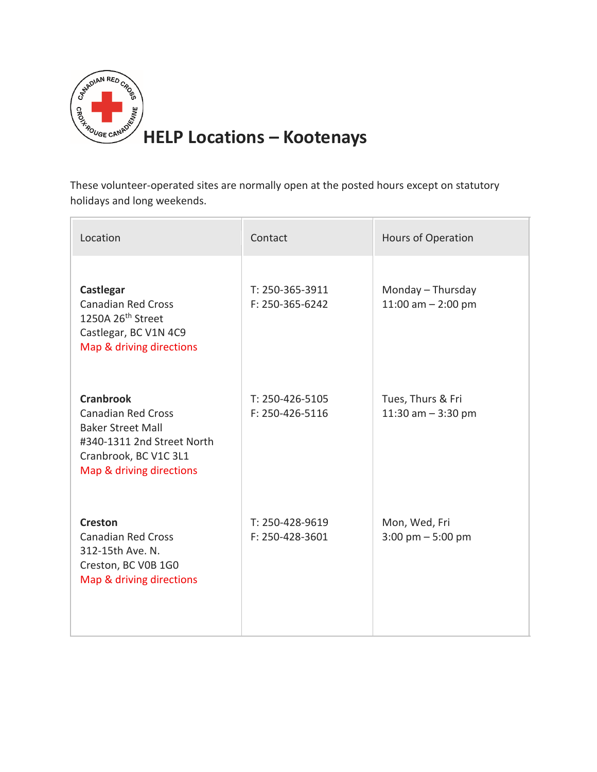# HELP Locations – Kootenays

These volunteer-operated sites are normally open at the posted hours except on statutory holidays and long weekends.

| Location | Contact | Hours of Operation |
|---|---|---|
| **Castlegar**<br>Canadian Red Cross<br>1250A 26th Street<br>Castlegar, BC V1N 4C9<br>Map & driving directions | T: 250-365-3911<br>F: 250-365-6242 | Monday – Thursday<br>11:00 am – 2:00 pm |
| **Cranbrook**<br>Canadian Red Cross<br>Baker Street Mall<br>#340-1311 2nd Street North<br>Cranbrook, BC V1C 3L1<br>Map & driving directions | T: 250-426-5105<br>F: 250-426-5116 | Tues, Thurs & Fri<br>11:30 am – 3:30 pm |
| **Creston**<br>Canadian Red Cross<br>312-15th Ave. N.<br>Creston, BC V0B 1G0<br>Map & driving directions | T: 250-428-9619<br>F: 250-428-3601 | Mon, Wed, Fri<br>3:00 pm – 5:00 pm |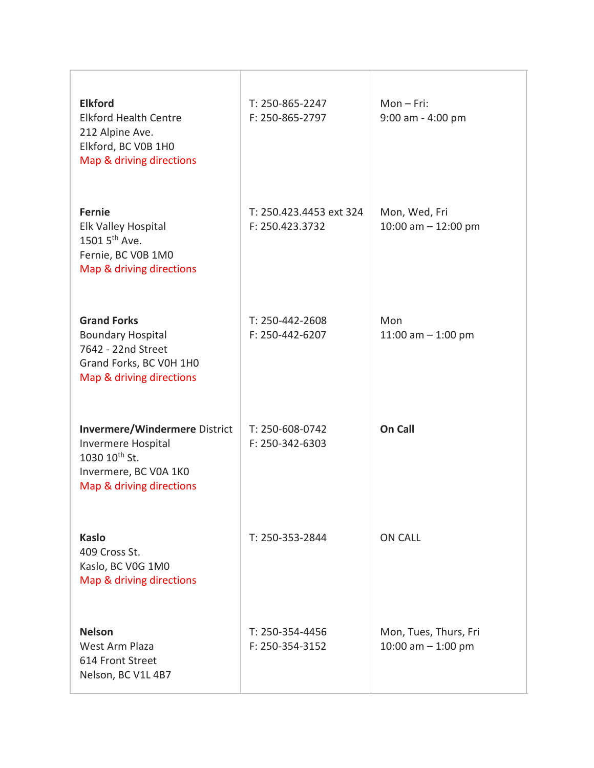| | | |
|---|---|---|
| **Elkford**<br>Elkford Health Centre<br>212 Alpine Ave.<br>Elkford, BC V0B 1H0<br>Map & driving directions | T: 250-865-2247<br>F: 250-865-2797 | Mon – Fri:<br>9:00 am - 4:00 pm |
| **Fernie**<br>Elk Valley Hospital<br>1501 5th Ave.<br>Fernie, BC V0B 1M0<br>Map & driving directions | T: 250.423.4453 ext 324<br>F: 250.423.3732 | Mon, Wed, Fri<br>10:00 am – 12:00 pm |
| **Grand Forks**<br>Boundary Hospital<br>7642 - 22nd Street<br>Grand Forks, BC V0H 1H0<br>Map & driving directions | T: 250-442-2608<br>F: 250-442-6207 | Mon<br>11:00 am – 1:00 pm |
| **Invermere/Windermere** District<br>Invermere Hospital<br>1030 10th St.<br>Invermere, BC V0A 1K0<br>Map & driving directions | T: 250-608-0742<br>F: 250-342-6303 | **On Call** |
| **Kaslo**<br>409 Cross St.<br>Kaslo, BC V0G 1M0<br>Map & driving directions | T: 250-353-2844 | ON CALL |
| **Nelson**<br>West Arm Plaza<br>614 Front Street<br>Nelson, BC V1L 4B7 | T: 250-354-4456<br>F: 250-354-3152 | Mon, Tues, Thurs, Fri<br>10:00 am – 1:00 pm |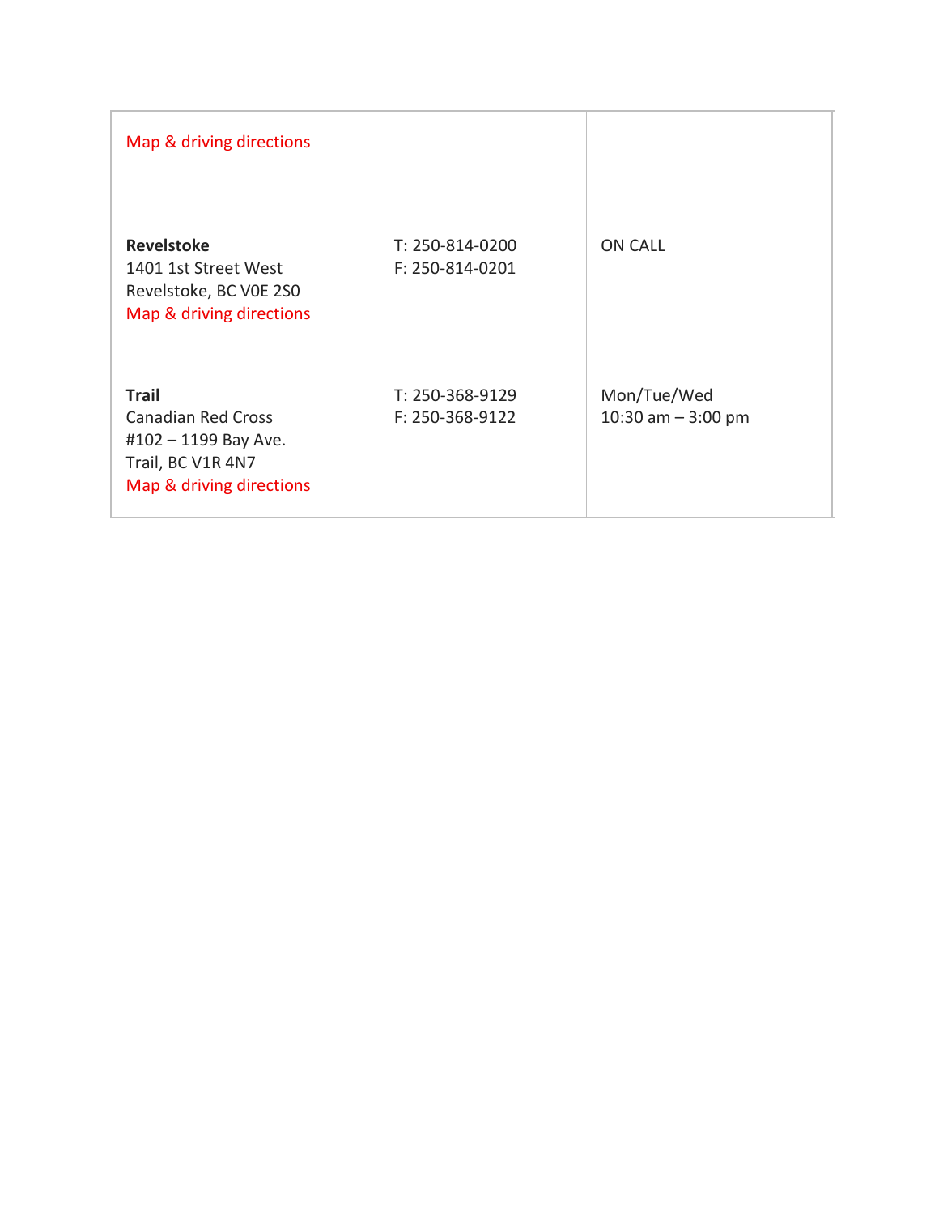| | | |
|---|---|---|
| Map & driving directions | | |
| **Revelstoke**<br>1401 1st Street West<br>Revelstoke, BC V0E 2S0<br>Map & driving directions | T: 250-814-0200<br>F: 250-814-0201 | ON CALL |
| **Trail**<br>Canadian Red Cross<br>#102 – 1199 Bay Ave.<br>Trail, BC V1R 4N7<br>Map & driving directions | T: 250-368-9129<br>F: 250-368-9122 | Mon/Tue/Wed<br>10:30 am – 3:00 pm |